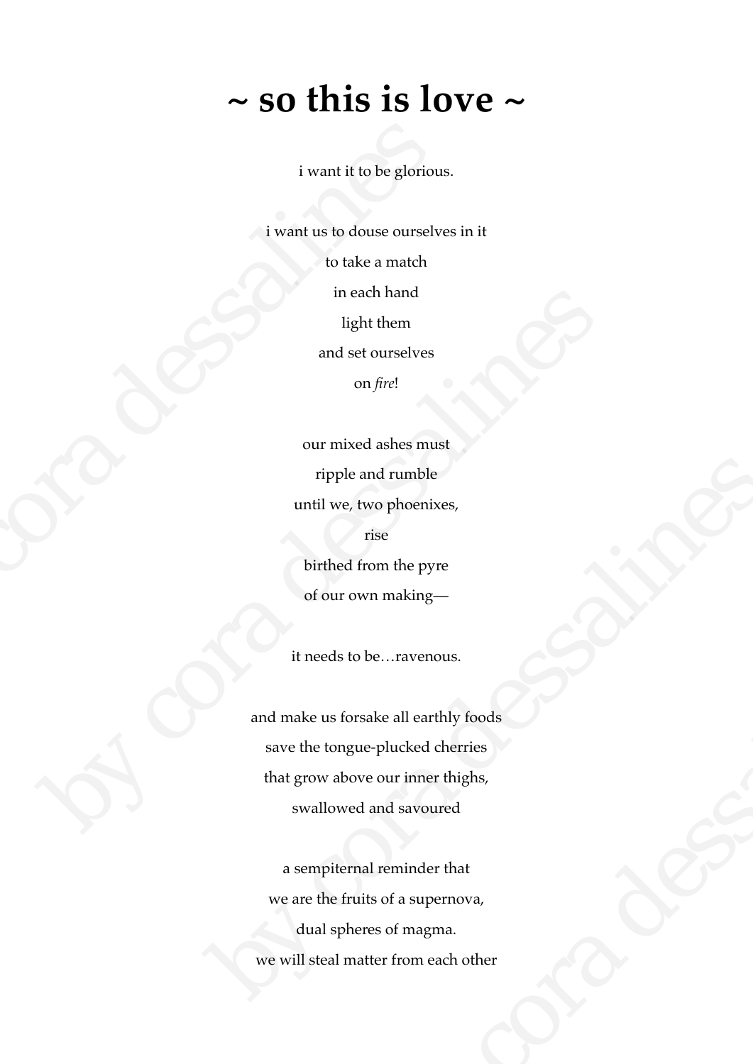# ~ so this is love ~

i want it to be glorious.

i want us to douse ourselves in it
to take a match
in each hand
light them
and set ourselves
on *fire*!

our mixed ashes must
ripple and rumble
until we, two phoenixes,
rise
birthed from the pyre
of our own making—

it needs to be…ravenous.

and make us forsake all earthly foods
save the tongue-plucked cherries
that grow above our inner thighs,
swallowed and savoured

a sempiternal reminder that
we are the fruits of a supernova,
dual spheres of magma.
we will steal matter from each other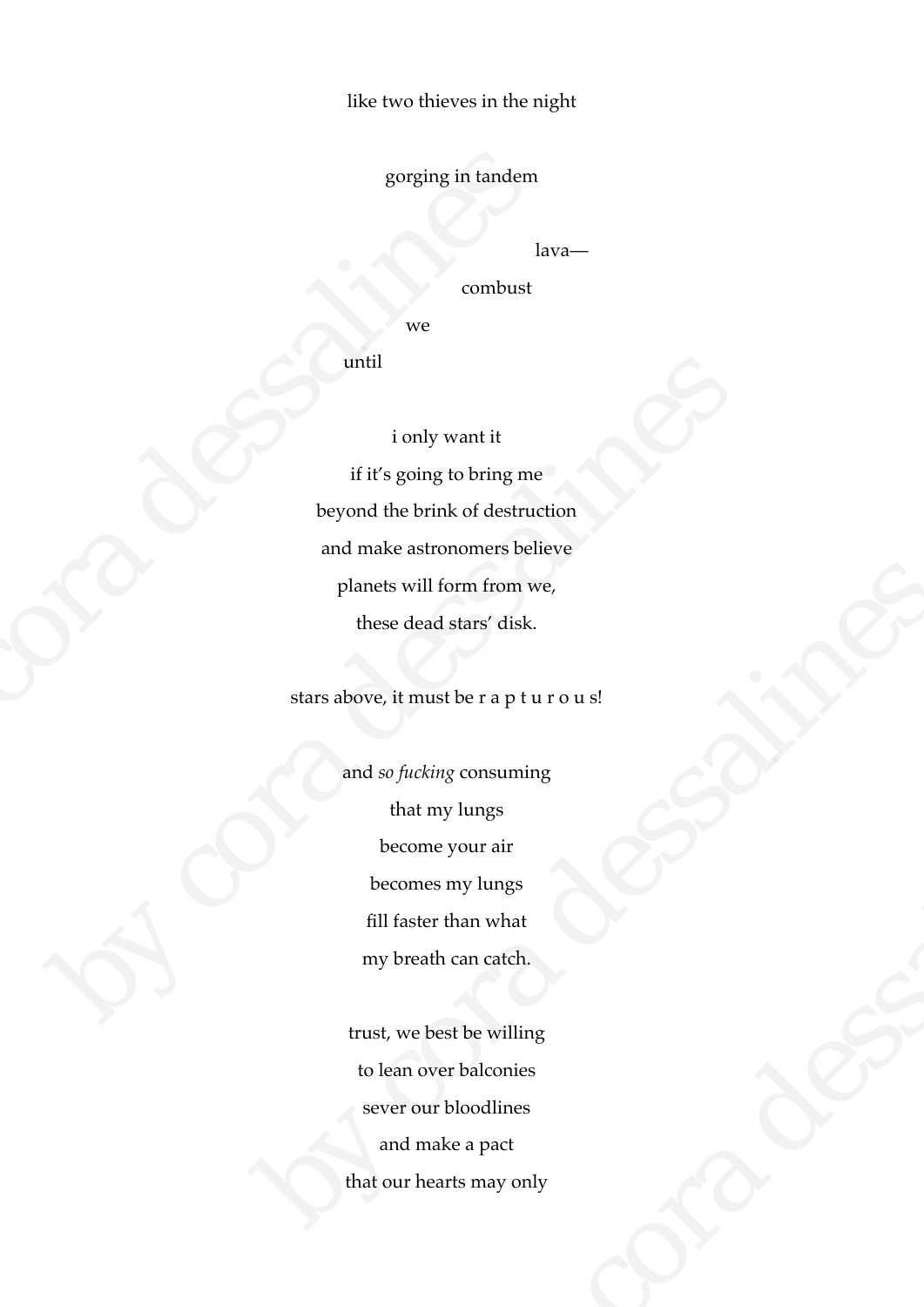like two thieves in the night

gorging in tandem

lava—

combust

we

until

i only want it  
if it's going to bring me  
beyond the brink of destruction  
and make astronomers believe  
planets will form from we,  
these dead stars' disk.

stars above, it must be r a p t u r o u s!

and *so fucking* consuming  
that my lungs  
become your air  
becomes my lungs  
fill faster than what  
my breath can catch.

trust, we best be willing  
to lean over balconies  
sever our bloodlines  
and make a pact  
that our hearts may only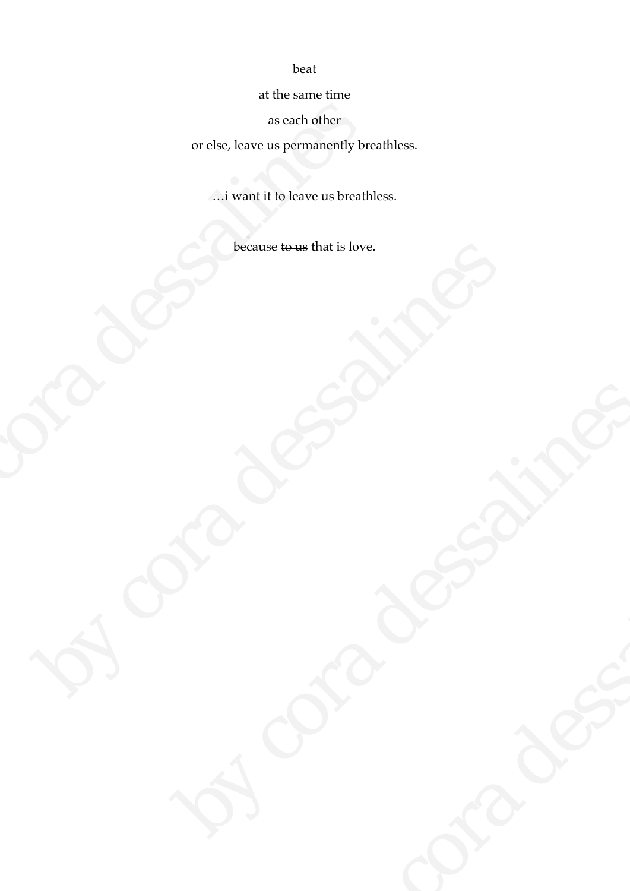beat

at the same time

as each other

or else, leave us permanently breathless.

…i want it to leave us breathless.

because ~~to us~~ that is love.